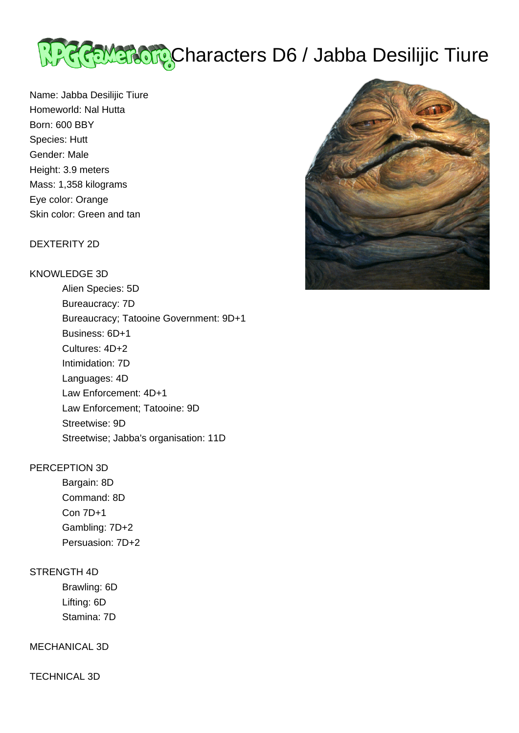# Characters D6 / Jabba Desilijic Tiure

Name: Jabba Desilijic Tiure
Homeworld: Nal Hutta
Born: 600 BBY
Species: Hutt
Gender: Male
Height: 3.9 meters
Mass: 1,358 kilograms
Eye color: Orange
Skin color: Green and tan

DEXTERITY 2D

KNOWLEDGE 3D
- Alien Species: 5D
- Bureaucracy: 7D
- Bureaucracy; Tatooine Government: 9D+1
- Business: 6D+1
- Cultures: 4D+2
- Intimidation: 7D
- Languages: 4D
- Law Enforcement: 4D+1
- Law Enforcement; Tatooine: 9D
- Streetwise: 9D
- Streetwise; Jabba's organisation: 11D

PERCEPTION 3D
- Bargain: 8D
- Command: 8D
- Con 7D+1
- Gambling: 7D+2
- Persuasion: 7D+2

STRENGTH 4D
- Brawling: 6D
- Lifting: 6D
- Stamina: 7D

MECHANICAL 3D

TECHNICAL 3D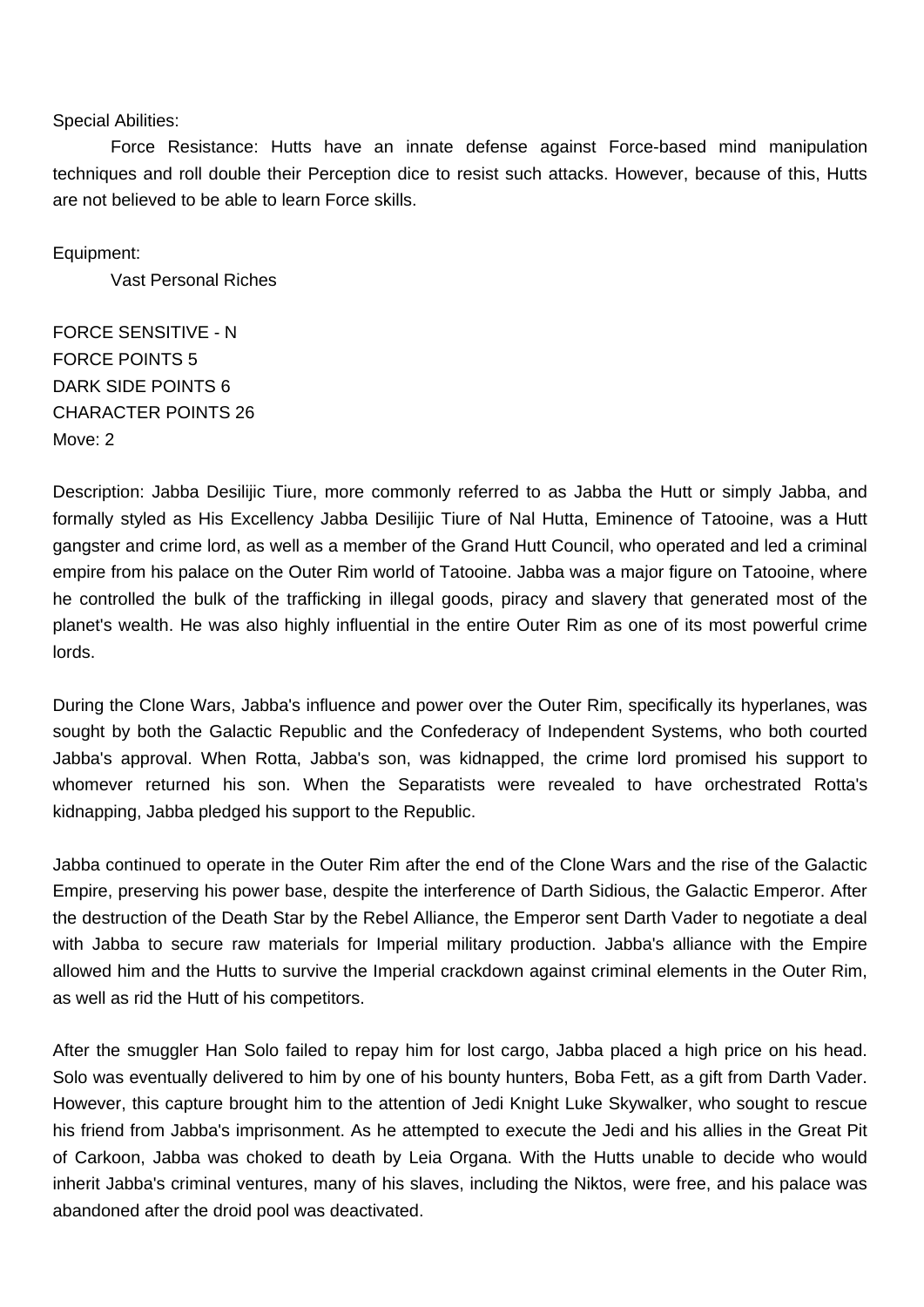Special Abilities:

Force Resistance: Hutts have an innate defense against Force-based mind manipulation techniques and roll double their Perception dice to resist such attacks. However, because of this, Hutts are not believed to be able to learn Force skills.

Equipment:

Vast Personal Riches

FORCE SENSITIVE - N
FORCE POINTS 5
DARK SIDE POINTS 6
CHARACTER POINTS 26
Move: 2

Description: Jabba Desilijic Tiure, more commonly referred to as Jabba the Hutt or simply Jabba, and formally styled as His Excellency Jabba Desilijic Tiure of Nal Hutta, Eminence of Tatooine, was a Hutt gangster and crime lord, as well as a member of the Grand Hutt Council, who operated and led a criminal empire from his palace on the Outer Rim world of Tatooine. Jabba was a major figure on Tatooine, where he controlled the bulk of the trafficking in illegal goods, piracy and slavery that generated most of the planet's wealth. He was also highly influential in the entire Outer Rim as one of its most powerful crime lords.

During the Clone Wars, Jabba's influence and power over the Outer Rim, specifically its hyperlanes, was sought by both the Galactic Republic and the Confederacy of Independent Systems, who both courted Jabba's approval. When Rotta, Jabba's son, was kidnapped, the crime lord promised his support to whomever returned his son. When the Separatists were revealed to have orchestrated Rotta's kidnapping, Jabba pledged his support to the Republic.

Jabba continued to operate in the Outer Rim after the end of the Clone Wars and the rise of the Galactic Empire, preserving his power base, despite the interference of Darth Sidious, the Galactic Emperor. After the destruction of the Death Star by the Rebel Alliance, the Emperor sent Darth Vader to negotiate a deal with Jabba to secure raw materials for Imperial military production. Jabba's alliance with the Empire allowed him and the Hutts to survive the Imperial crackdown against criminal elements in the Outer Rim, as well as rid the Hutt of his competitors.

After the smuggler Han Solo failed to repay him for lost cargo, Jabba placed a high price on his head. Solo was eventually delivered to him by one of his bounty hunters, Boba Fett, as a gift from Darth Vader. However, this capture brought him to the attention of Jedi Knight Luke Skywalker, who sought to rescue his friend from Jabba's imprisonment. As he attempted to execute the Jedi and his allies in the Great Pit of Carkoon, Jabba was choked to death by Leia Organa. With the Hutts unable to decide who would inherit Jabba's criminal ventures, many of his slaves, including the Niktos, were free, and his palace was abandoned after the droid pool was deactivated.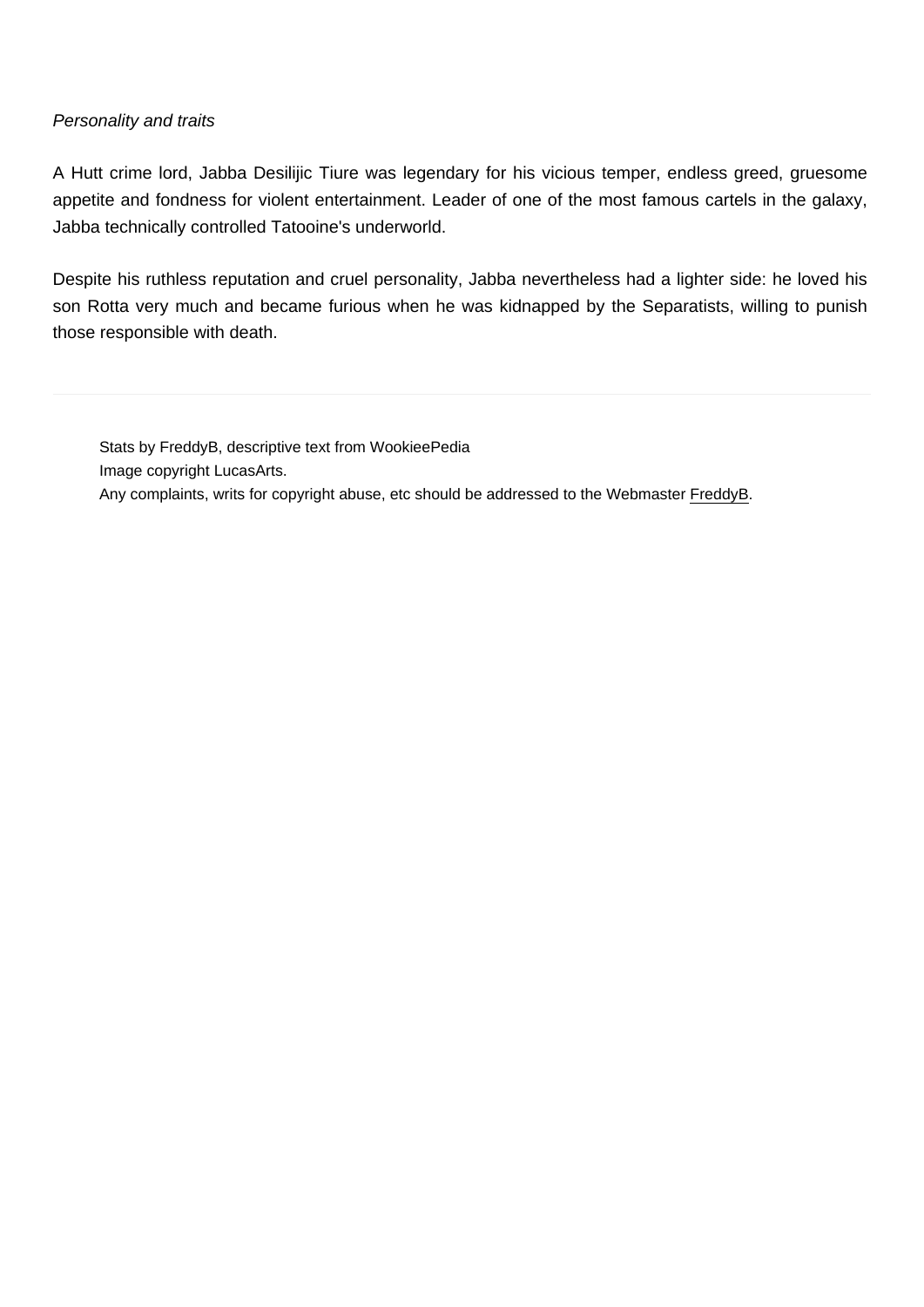*Personality and traits*

A Hutt crime lord, Jabba Desilijic Tiure was legendary for his vicious temper, endless greed, gruesome appetite and fondness for violent entertainment. Leader of one of the most famous cartels in the galaxy, Jabba technically controlled Tatooine's underworld.

Despite his ruthless reputation and cruel personality, Jabba nevertheless had a lighter side: he loved his son Rotta very much and became furious when he was kidnapped by the Separatists, willing to punish those responsible with death.

---

Stats by FreddyB, descriptive text from WookieePedia
Image copyright LucasArts.
Any complaints, writs for copyright abuse, etc should be addressed to the Webmaster FreddyB.